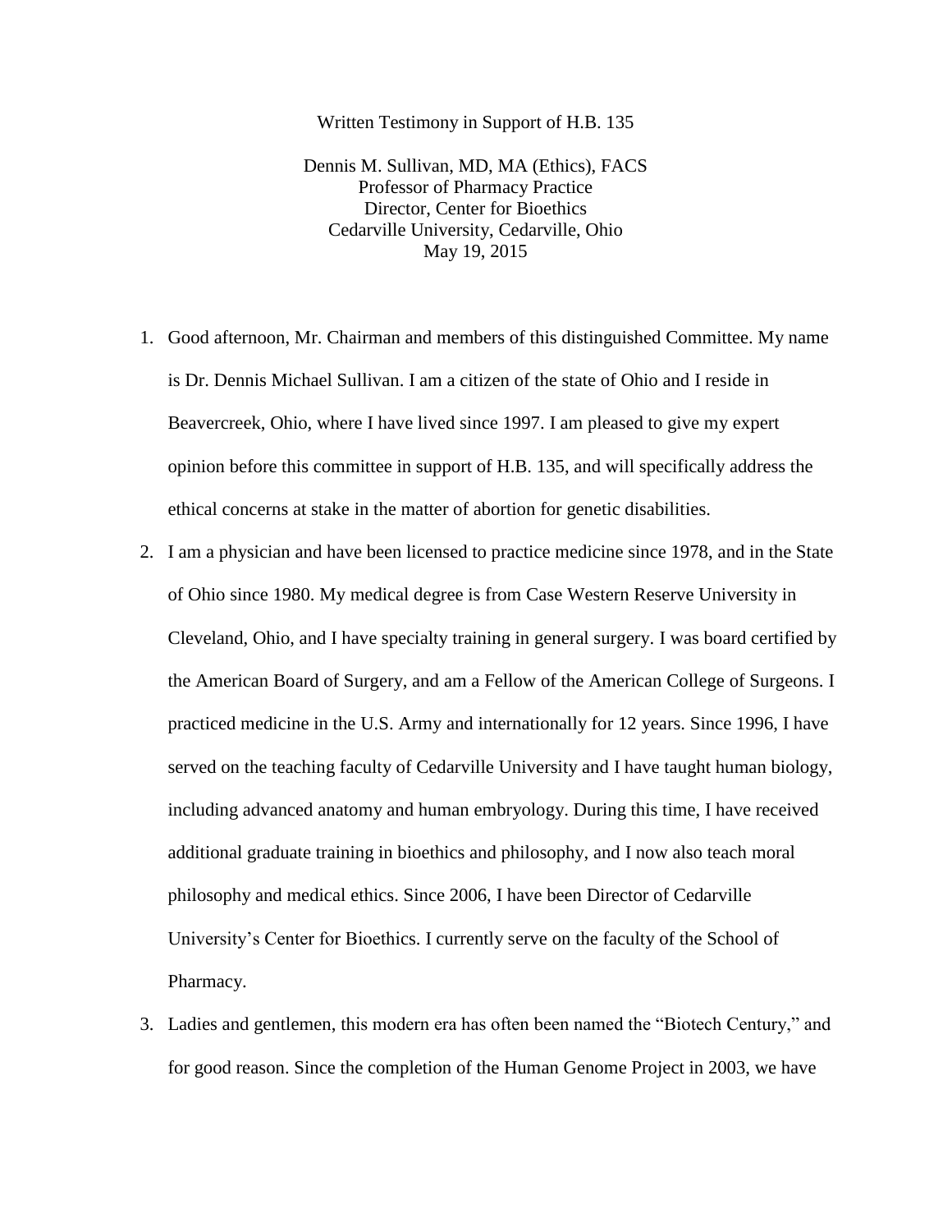Written Testimony in Support of H.B. 135

Dennis M. Sullivan, MD, MA (Ethics), FACS
Professor of Pharmacy Practice
Director, Center for Bioethics
Cedarville University, Cedarville, Ohio
May 19, 2015

1. Good afternoon, Mr. Chairman and members of this distinguished Committee. My name is Dr. Dennis Michael Sullivan. I am a citizen of the state of Ohio and I reside in Beavercreek, Ohio, where I have lived since 1997. I am pleased to give my expert opinion before this committee in support of H.B. 135, and will specifically address the ethical concerns at stake in the matter of abortion for genetic disabilities.
2. I am a physician and have been licensed to practice medicine since 1978, and in the State of Ohio since 1980. My medical degree is from Case Western Reserve University in Cleveland, Ohio, and I have specialty training in general surgery. I was board certified by the American Board of Surgery, and am a Fellow of the American College of Surgeons. I practiced medicine in the U.S. Army and internationally for 12 years. Since 1996, I have served on the teaching faculty of Cedarville University and I have taught human biology, including advanced anatomy and human embryology. During this time, I have received additional graduate training in bioethics and philosophy, and I now also teach moral philosophy and medical ethics. Since 2006, I have been Director of Cedarville University's Center for Bioethics. I currently serve on the faculty of the School of Pharmacy.
3. Ladies and gentlemen, this modern era has often been named the "Biotech Century," and for good reason. Since the completion of the Human Genome Project in 2003, we have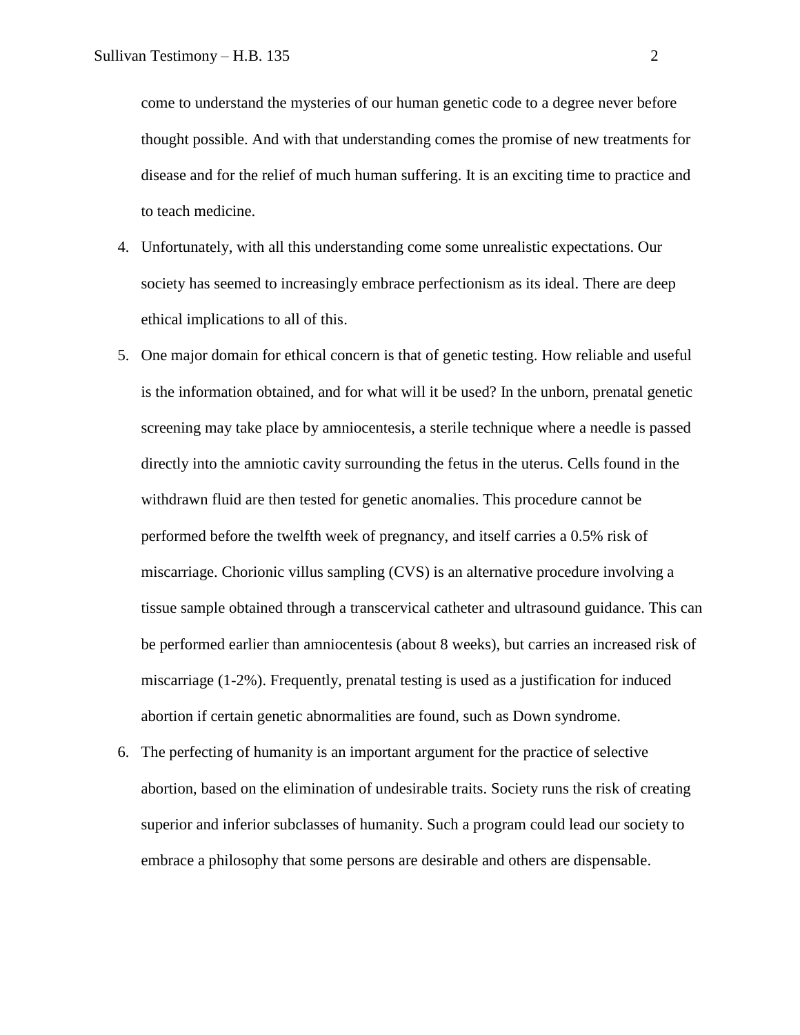come to understand the mysteries of our human genetic code to a degree never before thought possible. And with that understanding comes the promise of new treatments for disease and for the relief of much human suffering. It is an exciting time to practice and to teach medicine.

4. Unfortunately, with all this understanding come some unrealistic expectations. Our society has seemed to increasingly embrace perfectionism as its ideal. There are deep ethical implications to all of this.

5. One major domain for ethical concern is that of genetic testing. How reliable and useful is the information obtained, and for what will it be used? In the unborn, prenatal genetic screening may take place by amniocentesis, a sterile technique where a needle is passed directly into the amniotic cavity surrounding the fetus in the uterus. Cells found in the withdrawn fluid are then tested for genetic anomalies. This procedure cannot be performed before the twelfth week of pregnancy, and itself carries a 0.5% risk of miscarriage. Chorionic villus sampling (CVS) is an alternative procedure involving a tissue sample obtained through a transcervical catheter and ultrasound guidance. This can be performed earlier than amniocentesis (about 8 weeks), but carries an increased risk of miscarriage (1-2%). Frequently, prenatal testing is used as a justification for induced abortion if certain genetic abnormalities are found, such as Down syndrome.

6. The perfecting of humanity is an important argument for the practice of selective abortion, based on the elimination of undesirable traits. Society runs the risk of creating superior and inferior subclasses of humanity. Such a program could lead our society to embrace a philosophy that some persons are desirable and others are dispensable.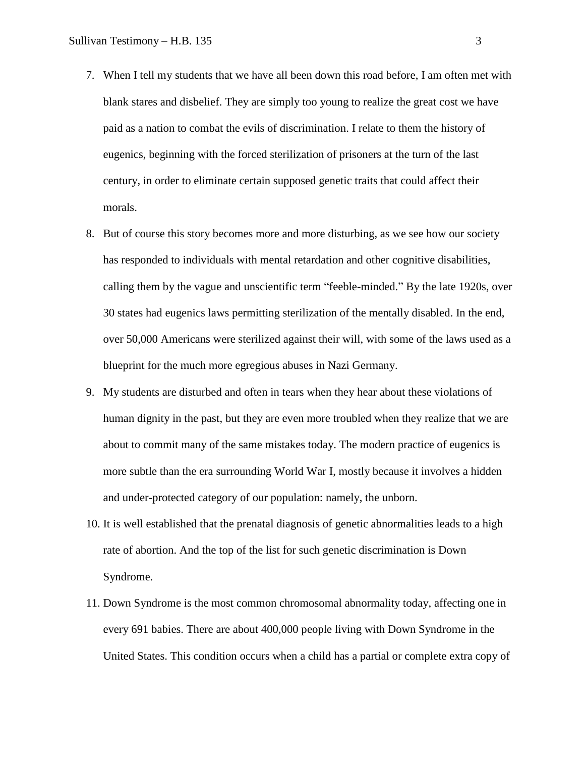7. When I tell my students that we have all been down this road before, I am often met with blank stares and disbelief. They are simply too young to realize the great cost we have paid as a nation to combat the evils of discrimination. I relate to them the history of eugenics, beginning with the forced sterilization of prisoners at the turn of the last century, in order to eliminate certain supposed genetic traits that could affect their morals.

8. But of course this story becomes more and more disturbing, as we see how our society has responded to individuals with mental retardation and other cognitive disabilities, calling them by the vague and unscientific term "feeble-minded." By the late 1920s, over 30 states had eugenics laws permitting sterilization of the mentally disabled. In the end, over 50,000 Americans were sterilized against their will, with some of the laws used as a blueprint for the much more egregious abuses in Nazi Germany.

9. My students are disturbed and often in tears when they hear about these violations of human dignity in the past, but they are even more troubled when they realize that we are about to commit many of the same mistakes today. The modern practice of eugenics is more subtle than the era surrounding World War I, mostly because it involves a hidden and under-protected category of our population: namely, the unborn.

10. It is well established that the prenatal diagnosis of genetic abnormalities leads to a high rate of abortion. And the top of the list for such genetic discrimination is Down Syndrome.

11. Down Syndrome is the most common chromosomal abnormality today, affecting one in every 691 babies. There are about 400,000 people living with Down Syndrome in the United States. This condition occurs when a child has a partial or complete extra copy of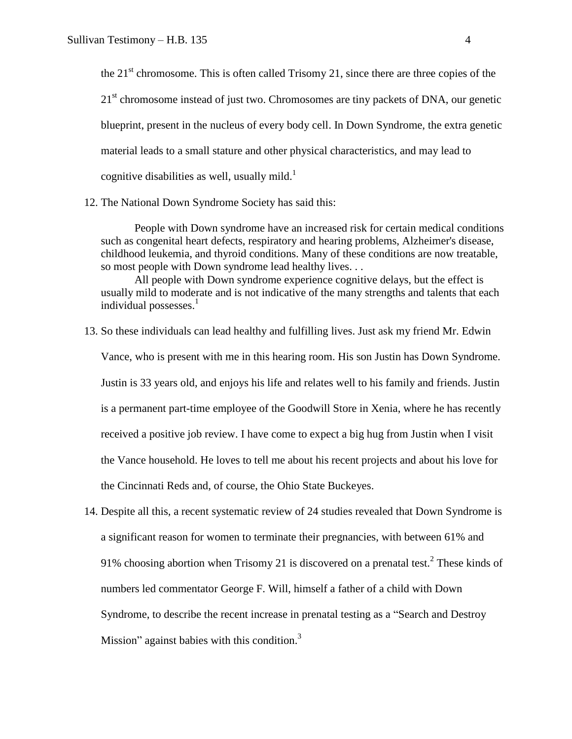the 21st chromosome. This is often called Trisomy 21, since there are three copies of the 21st chromosome instead of just two. Chromosomes are tiny packets of DNA, our genetic blueprint, present in the nucleus of every body cell. In Down Syndrome, the extra genetic material leads to a small stature and other physical characteristics, and may lead to cognitive disabilities as well, usually mild.[1]

12. The National Down Syndrome Society has said this:

> People with Down syndrome have an increased risk for certain medical conditions such as congenital heart defects, respiratory and hearing problems, Alzheimer's disease, childhood leukemia, and thyroid conditions. Many of these conditions are now treatable, so most people with Down syndrome lead healthy lives. . .
>
> All people with Down syndrome experience cognitive delays, but the effect is usually mild to moderate and is not indicative of the many strengths and talents that each individual possesses.[1]

13. So these individuals can lead healthy and fulfilling lives. Just ask my friend Mr. Edwin Vance, who is present with me in this hearing room. His son Justin has Down Syndrome. Justin is 33 years old, and enjoys his life and relates well to his family and friends. Justin is a permanent part-time employee of the Goodwill Store in Xenia, where he has recently received a positive job review. I have come to expect a big hug from Justin when I visit the Vance household. He loves to tell me about his recent projects and about his love for the Cincinnati Reds and, of course, the Ohio State Buckeyes.

14. Despite all this, a recent systematic review of 24 studies revealed that Down Syndrome is a significant reason for women to terminate their pregnancies, with between 61% and 91% choosing abortion when Trisomy 21 is discovered on a prenatal test.[2] These kinds of numbers led commentator George F. Will, himself a father of a child with Down Syndrome, to describe the recent increase in prenatal testing as a "Search and Destroy Mission" against babies with this condition.[3]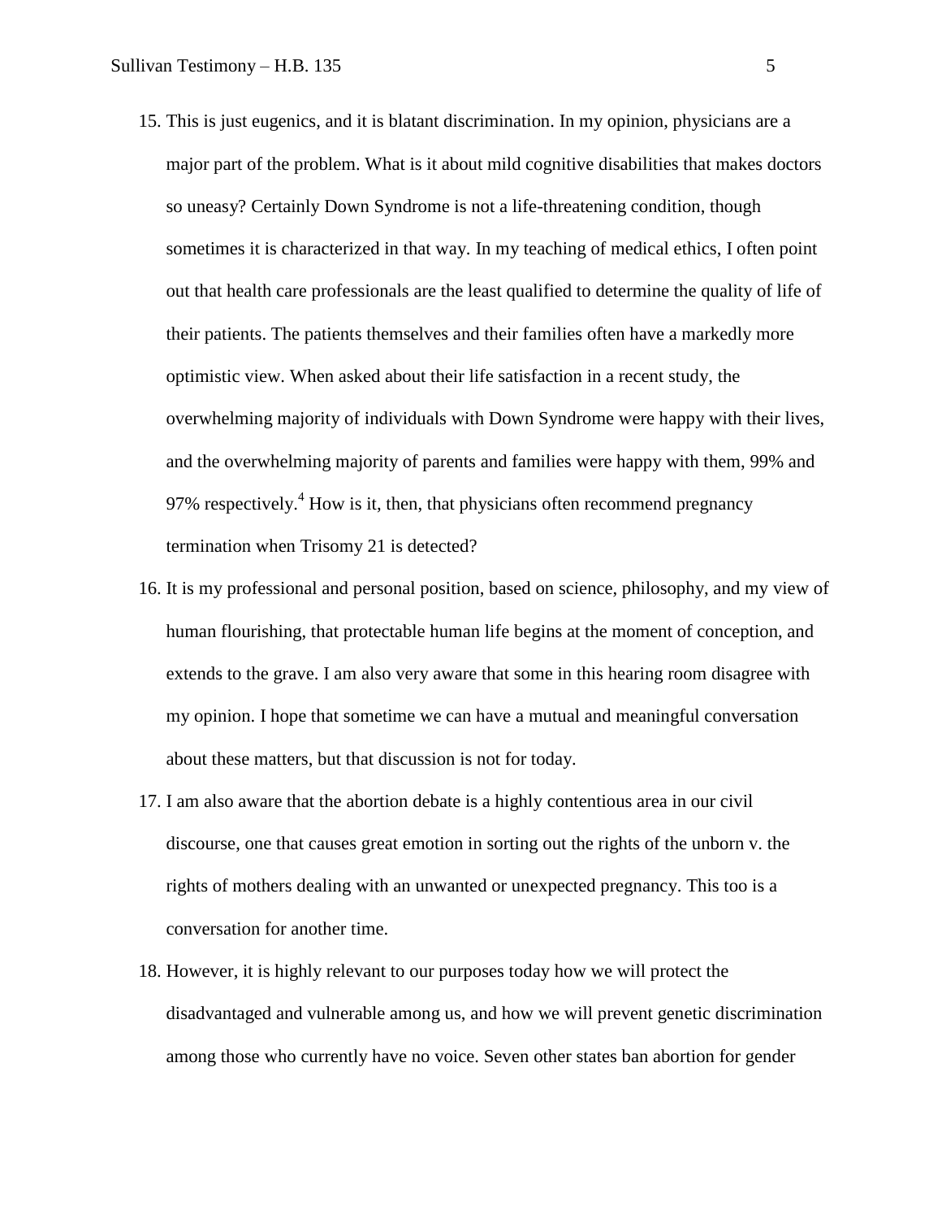15. This is just eugenics, and it is blatant discrimination. In my opinion, physicians are a major part of the problem. What is it about mild cognitive disabilities that makes doctors so uneasy? Certainly Down Syndrome is not a life-threatening condition, though sometimes it is characterized in that way. In my teaching of medical ethics, I often point out that health care professionals are the least qualified to determine the quality of life of their patients. The patients themselves and their families often have a markedly more optimistic view. When asked about their life satisfaction in a recent study, the overwhelming majority of individuals with Down Syndrome were happy with their lives, and the overwhelming majority of parents and families were happy with them, 99% and 97% respectively.[4] How is it, then, that physicians often recommend pregnancy termination when Trisomy 21 is detected?
16. It is my professional and personal position, based on science, philosophy, and my view of human flourishing, that protectable human life begins at the moment of conception, and extends to the grave. I am also very aware that some in this hearing room disagree with my opinion. I hope that sometime we can have a mutual and meaningful conversation about these matters, but that discussion is not for today.
17. I am also aware that the abortion debate is a highly contentious area in our civil discourse, one that causes great emotion in sorting out the rights of the unborn v. the rights of mothers dealing with an unwanted or unexpected pregnancy. This too is a conversation for another time.
18. However, it is highly relevant to our purposes today how we will protect the disadvantaged and vulnerable among us, and how we will prevent genetic discrimination among those who currently have no voice. Seven other states ban abortion for gender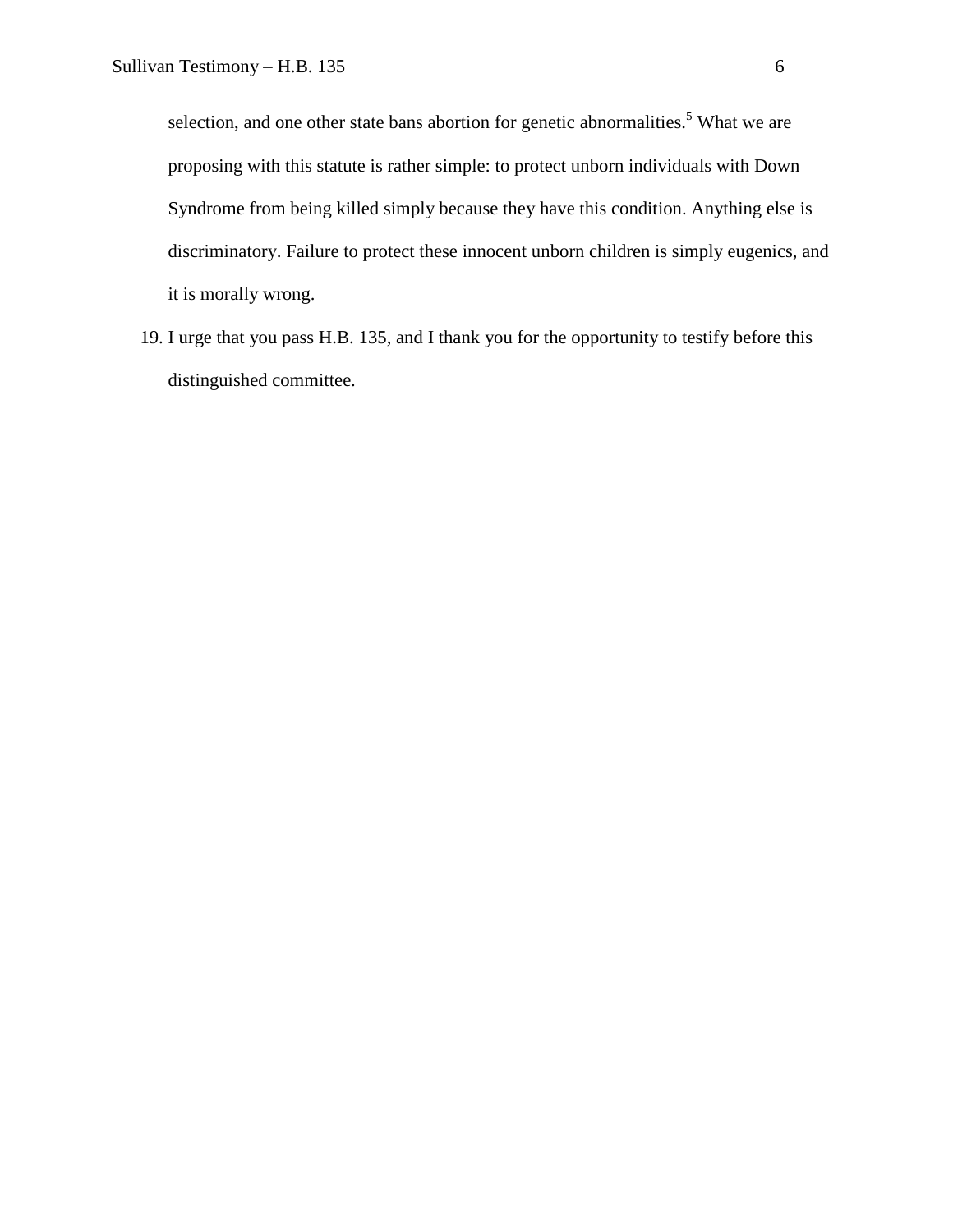selection, and one other state bans abortion for genetic abnormalities.[5] What we are proposing with this statute is rather simple: to protect unborn individuals with Down Syndrome from being killed simply because they have this condition. Anything else is discriminatory. Failure to protect these innocent unborn children is simply eugenics, and it is morally wrong.

19. I urge that you pass H.B. 135, and I thank you for the opportunity to testify before this distinguished committee.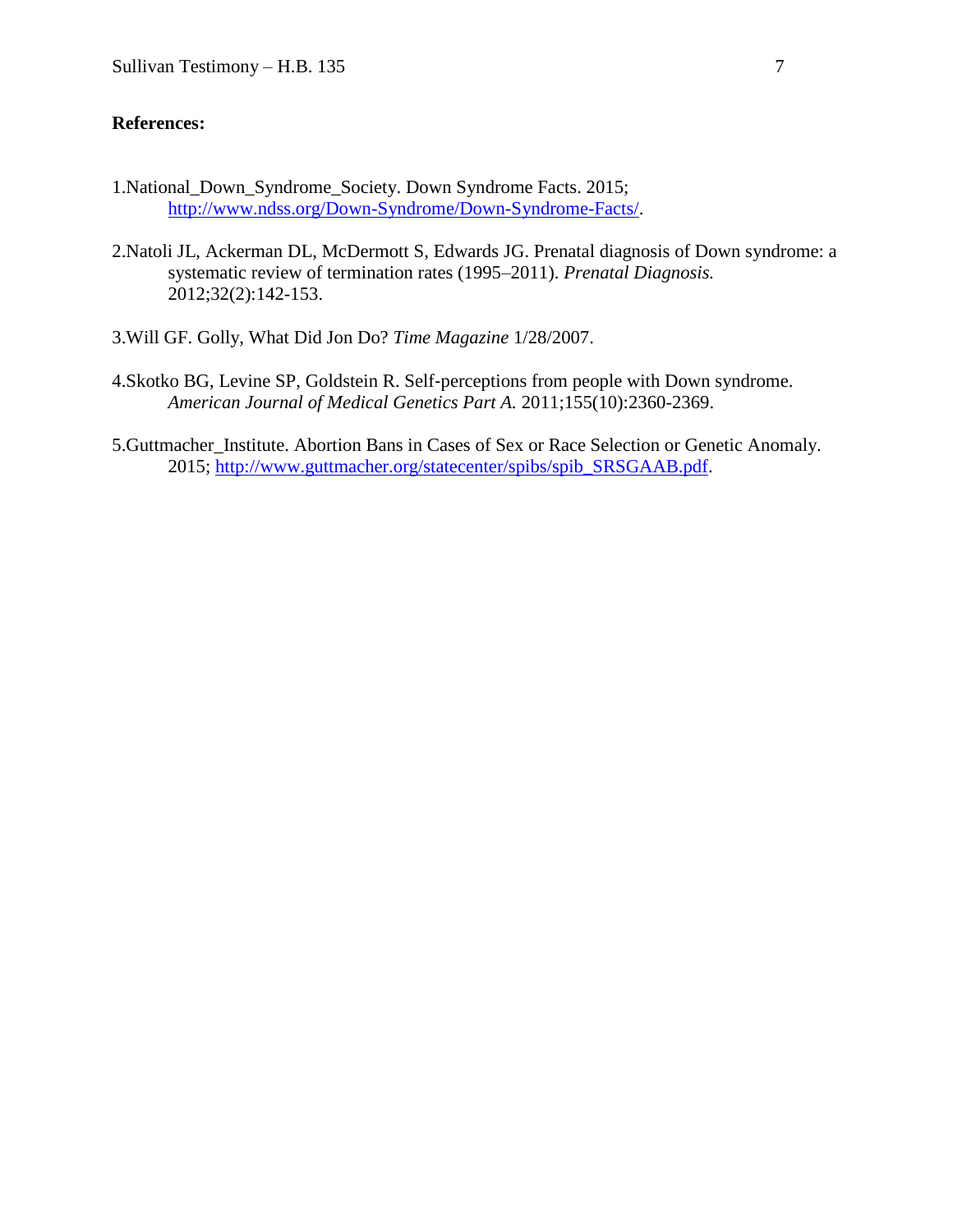**References:**

1.National_Down_Syndrome_Society. Down Syndrome Facts. 2015; http://www.ndss.org/Down-Syndrome/Down-Syndrome-Facts/.

2.Natoli JL, Ackerman DL, McDermott S, Edwards JG. Prenatal diagnosis of Down syndrome: a systematic review of termination rates (1995–2011). *Prenatal Diagnosis.* 2012;32(2):142-153.

3.Will GF. Golly, What Did Jon Do? *Time Magazine* 1/28/2007.

4.Skotko BG, Levine SP, Goldstein R. Self-perceptions from people with Down syndrome. *American Journal of Medical Genetics Part A.* 2011;155(10):2360-2369.

5.Guttmacher_Institute. Abortion Bans in Cases of Sex or Race Selection or Genetic Anomaly. 2015; http://www.guttmacher.org/statecenter/spibs/spib_SRSGAAB.pdf.